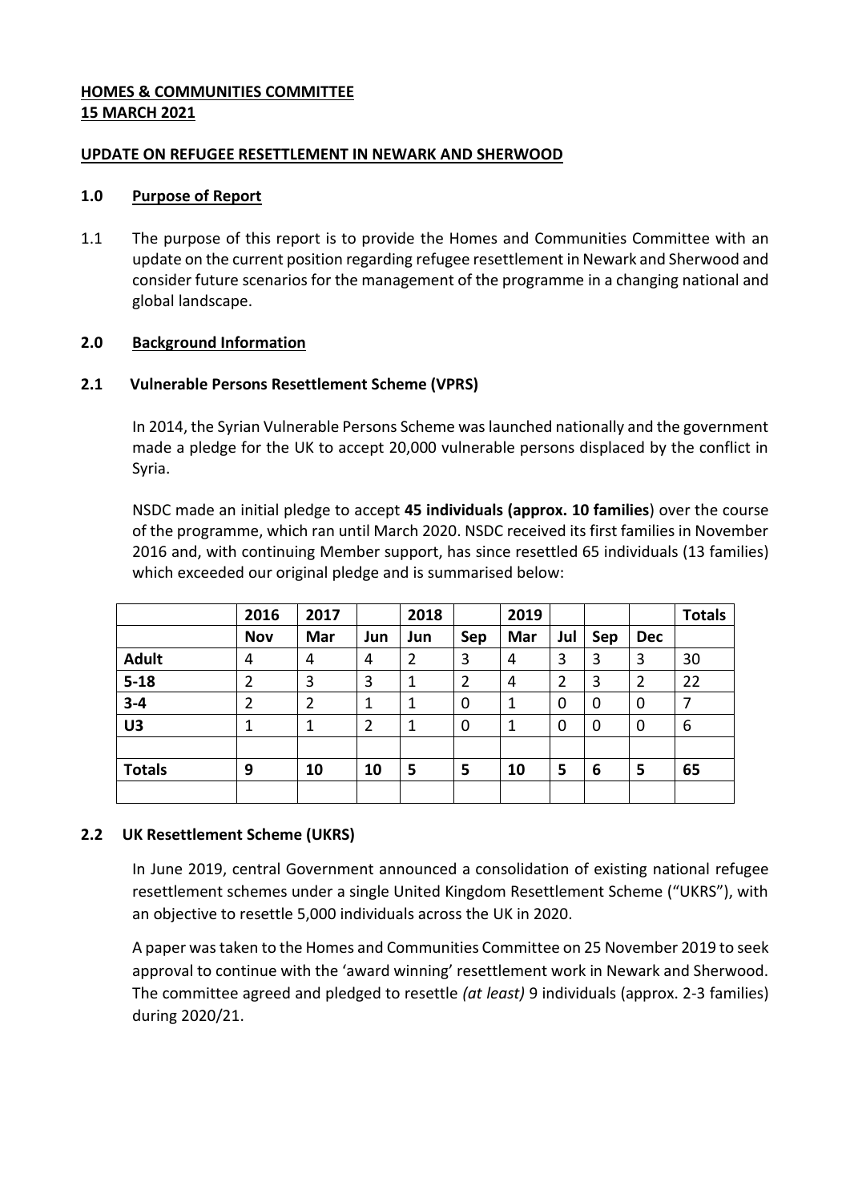**HOMES & COMMUNITIES COMMITTEE**
**15 MARCH 2021**

**UPDATE ON REFUGEE RESETTLEMENT IN NEWARK AND SHERWOOD**

## 1.0 Purpose of Report

1.1 The purpose of this report is to provide the Homes and Communities Committee with an update on the current position regarding refugee resettlement in Newark and Sherwood and consider future scenarios for the management of the programme in a changing national and global landscape.

## 2.0 Background Information

### 2.1 Vulnerable Persons Resettlement Scheme (VPRS)

In 2014, the Syrian Vulnerable Persons Scheme was launched nationally and the government made a pledge for the UK to accept 20,000 vulnerable persons displaced by the conflict in Syria.

NSDC made an initial pledge to accept **45 individuals (approx. 10 families**) over the course of the programme, which ran until March 2020. NSDC received its first families in November 2016 and, with continuing Member support, has since resettled 65 individuals (13 families) which exceeded our original pledge and is summarised below:

| | 2016 | 2017 | | 2018 | | 2019 | | | | Totals |
|---|---|---|---|---|---|---|---|---|---|---|
| | Nov | Mar | Jun | Jun | Sep | Mar | Jul | Sep | Dec | |
| **Adult** | 4 | 4 | 4 | 2 | 3 | 4 | 3 | 3 | 3 | 30 |
| **5-18** | 2 | 3 | 3 | 1 | 2 | 4 | 2 | 3 | 2 | 22 |
| **3-4** | 2 | 2 | 1 | 1 | 0 | 1 | 0 | 0 | 0 | 7 |
| **U3** | 1 | 1 | 2 | 1 | 0 | 1 | 0 | 0 | 0 | 6 |
| | | | | | | | | | | |
| **Totals** | **9** | **10** | **10** | **5** | **5** | **10** | **5** | **6** | **5** | **65** |
| | | | | | | | | | | |

### 2.2 UK Resettlement Scheme (UKRS)

In June 2019, central Government announced a consolidation of existing national refugee resettlement schemes under a single United Kingdom Resettlement Scheme ("UKRS"), with an objective to resettle 5,000 individuals across the UK in 2020.

A paper was taken to the Homes and Communities Committee on 25 November 2019 to seek approval to continue with the 'award winning' resettlement work in Newark and Sherwood. The committee agreed and pledged to resettle *(at least)* 9 individuals (approx. 2-3 families) during 2020/21.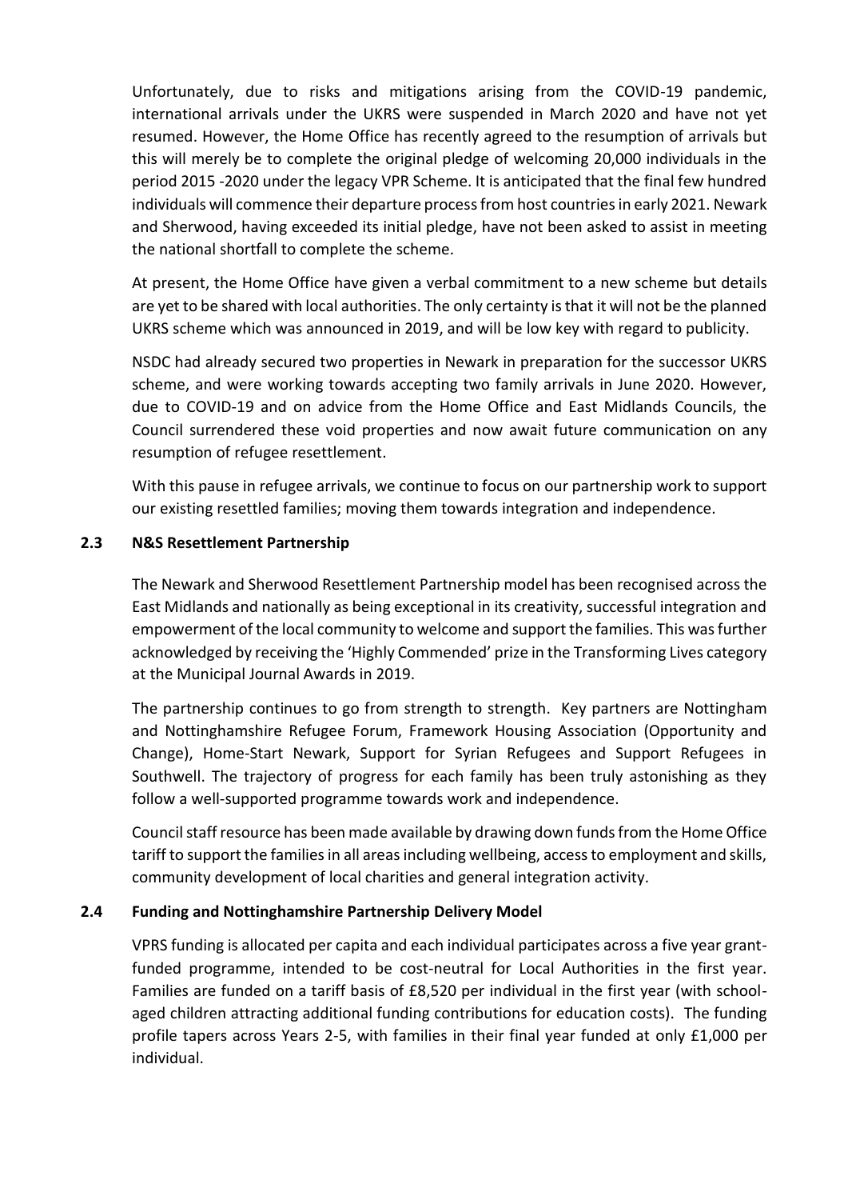Unfortunately, due to risks and mitigations arising from the COVID-19 pandemic, international arrivals under the UKRS were suspended in March 2020 and have not yet resumed. However, the Home Office has recently agreed to the resumption of arrivals but this will merely be to complete the original pledge of welcoming 20,000 individuals in the period 2015 -2020 under the legacy VPR Scheme. It is anticipated that the final few hundred individuals will commence their departure process from host countries in early 2021. Newark and Sherwood, having exceeded its initial pledge, have not been asked to assist in meeting the national shortfall to complete the scheme.

At present, the Home Office have given a verbal commitment to a new scheme but details are yet to be shared with local authorities. The only certainty is that it will not be the planned UKRS scheme which was announced in 2019, and will be low key with regard to publicity.

NSDC had already secured two properties in Newark in preparation for the successor UKRS scheme, and were working towards accepting two family arrivals in June 2020. However, due to COVID-19 and on advice from the Home Office and East Midlands Councils, the Council surrendered these void properties and now await future communication on any resumption of refugee resettlement.

With this pause in refugee arrivals, we continue to focus on our partnership work to support our existing resettled families; moving them towards integration and independence.

### 2.3 N&S Resettlement Partnership

The Newark and Sherwood Resettlement Partnership model has been recognised across the East Midlands and nationally as being exceptional in its creativity, successful integration and empowerment of the local community to welcome and support the families. This was further acknowledged by receiving the 'Highly Commended' prize in the Transforming Lives category at the Municipal Journal Awards in 2019.

The partnership continues to go from strength to strength. Key partners are Nottingham and Nottinghamshire Refugee Forum, Framework Housing Association (Opportunity and Change), Home-Start Newark, Support for Syrian Refugees and Support Refugees in Southwell. The trajectory of progress for each family has been truly astonishing as they follow a well-supported programme towards work and independence.

Council staff resource has been made available by drawing down funds from the Home Office tariff to support the families in all areas including wellbeing, access to employment and skills, community development of local charities and general integration activity.

### 2.4 Funding and Nottinghamshire Partnership Delivery Model

VPRS funding is allocated per capita and each individual participates across a five year grant-funded programme, intended to be cost-neutral for Local Authorities in the first year. Families are funded on a tariff basis of £8,520 per individual in the first year (with school-aged children attracting additional funding contributions for education costs). The funding profile tapers across Years 2-5, with families in their final year funded at only £1,000 per individual.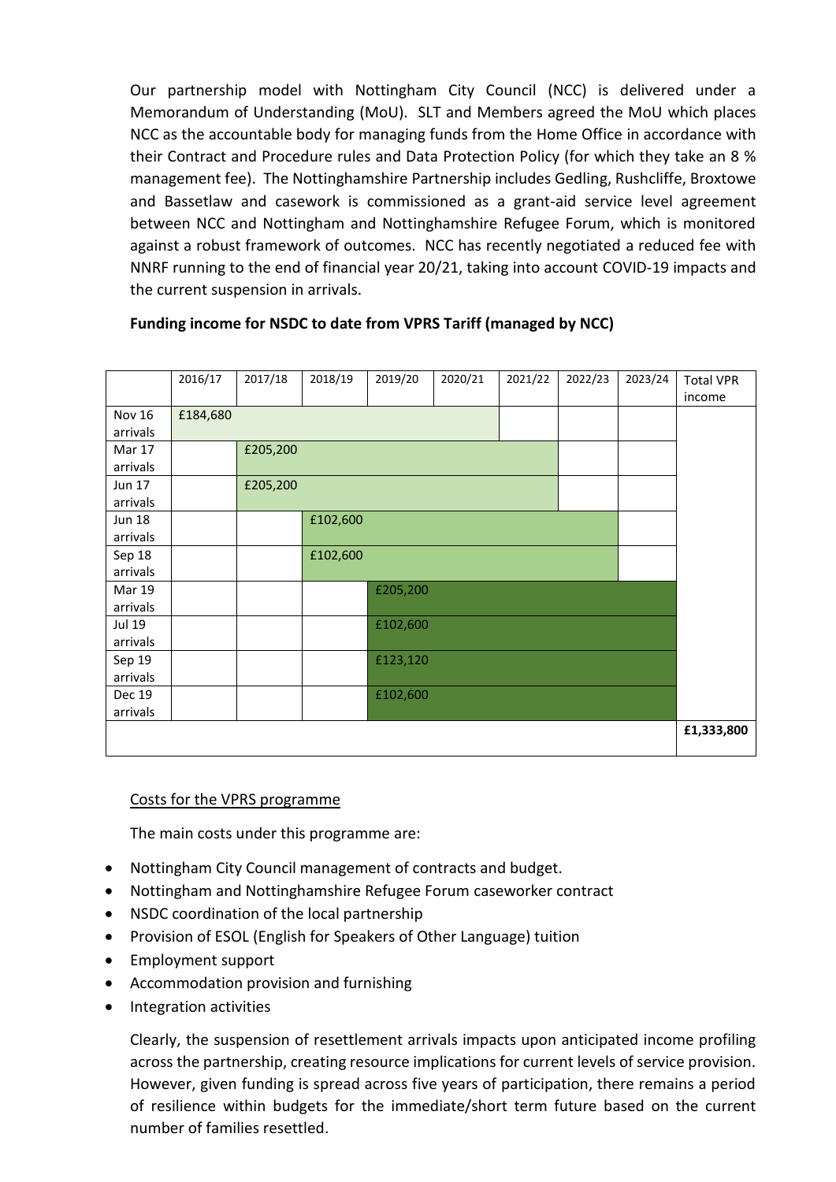Our partnership model with Nottingham City Council (NCC) is delivered under a Memorandum of Understanding (MoU). SLT and Members agreed the MoU which places NCC as the accountable body for managing funds from the Home Office in accordance with their Contract and Procedure rules and Data Protection Policy (for which they take an 8 % management fee). The Nottinghamshire Partnership includes Gedling, Rushcliffe, Broxtowe and Bassetlaw and casework is commissioned as a grant-aid service level agreement between NCC and Nottingham and Nottinghamshire Refugee Forum, which is monitored against a robust framework of outcomes. NCC has recently negotiated a reduced fee with NNRF running to the end of financial year 20/21, taking into account COVID-19 impacts and the current suspension in arrivals.

**Funding income for NSDC to date from VPRS Tariff (managed by NCC)**

| | 2016/17 | 2017/18 | 2018/19 | 2019/20 | 2020/21 | 2021/22 | 2022/23 | 2023/24 | Total VPR income |
|---|---|---|---|---|---|---|---|---|---|
| Nov 16 arrivals | £184,680 | | | | | | | | |
| Mar 17 arrivals | | £205,200 | | | | | | | |
| Jun 17 arrivals | | £205,200 | | | | | | | |
| Jun 18 arrivals | | | £102,600 | | | | | | |
| Sep 18 arrivals | | | £102,600 | | | | | | |
| Mar 19 arrivals | | | | £205,200 | | | | | |
| Jul 19 arrivals | | | | £102,600 | | | | | |
| Sep 19 arrivals | | | | £123,120 | | | | | |
| Dec 19 arrivals | | | | £102,600 | | | | | |
| | | | | | | | | | **£1,333,800** |

<u>Costs for the VPRS programme</u>

The main costs under this programme are:

- Nottingham City Council management of contracts and budget.
- Nottingham and Nottinghamshire Refugee Forum caseworker contract
- NSDC coordination of the local partnership
- Provision of ESOL (English for Speakers of Other Language) tuition
- Employment support
- Accommodation provision and furnishing
- Integration activities

Clearly, the suspension of resettlement arrivals impacts upon anticipated income profiling across the partnership, creating resource implications for current levels of service provision. However, given funding is spread across five years of participation, there remains a period of resilience within budgets for the immediate/short term future based on the current number of families resettled.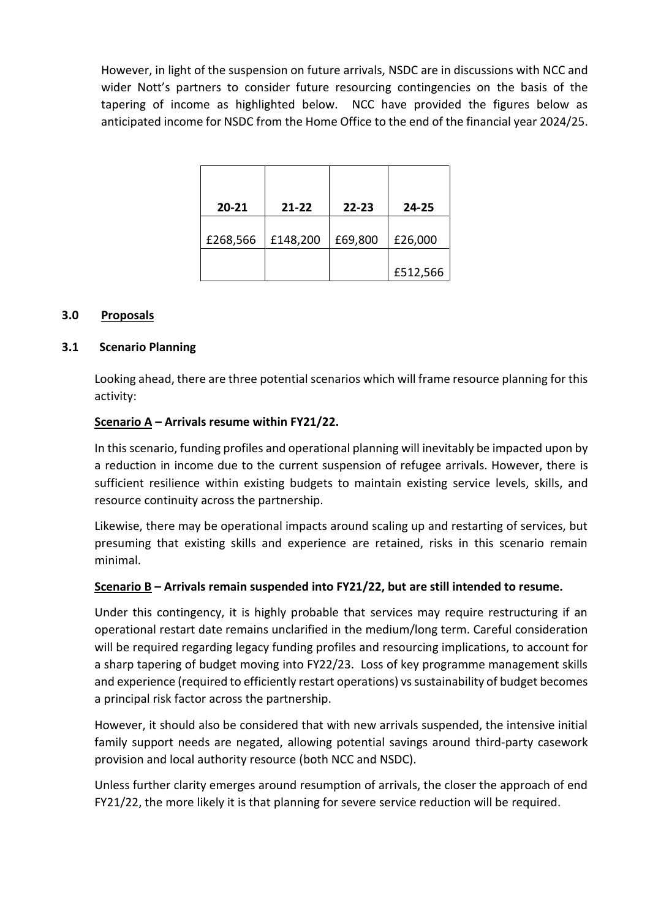However, in light of the suspension on future arrivals, NSDC are in discussions with NCC and wider Nott's partners to consider future resourcing contingencies on the basis of the tapering of income as highlighted below. NCC have provided the figures below as anticipated income for NSDC from the Home Office to the end of the financial year 2024/25.

| 20-21 | 21-22 | 22-23 | 24-25 |
|---|---|---|---|
| £268,566 | £148,200 | £69,800 | £26,000 |
| | | | £512,566 |

**3.0 Proposals**

**3.1 Scenario Planning**

Looking ahead, there are three potential scenarios which will frame resource planning for this activity:

**Scenario A – Arrivals resume within FY21/22.**

In this scenario, funding profiles and operational planning will inevitably be impacted upon by a reduction in income due to the current suspension of refugee arrivals. However, there is sufficient resilience within existing budgets to maintain existing service levels, skills, and resource continuity across the partnership.

Likewise, there may be operational impacts around scaling up and restarting of services, but presuming that existing skills and experience are retained, risks in this scenario remain minimal.

**Scenario B – Arrivals remain suspended into FY21/22, but are still intended to resume.**

Under this contingency, it is highly probable that services may require restructuring if an operational restart date remains unclarified in the medium/long term. Careful consideration will be required regarding legacy funding profiles and resourcing implications, to account for a sharp tapering of budget moving into FY22/23. Loss of key programme management skills and experience (required to efficiently restart operations) vs sustainability of budget becomes a principal risk factor across the partnership.

However, it should also be considered that with new arrivals suspended, the intensive initial family support needs are negated, allowing potential savings around third-party casework provision and local authority resource (both NCC and NSDC).

Unless further clarity emerges around resumption of arrivals, the closer the approach of end FY21/22, the more likely it is that planning for severe service reduction will be required.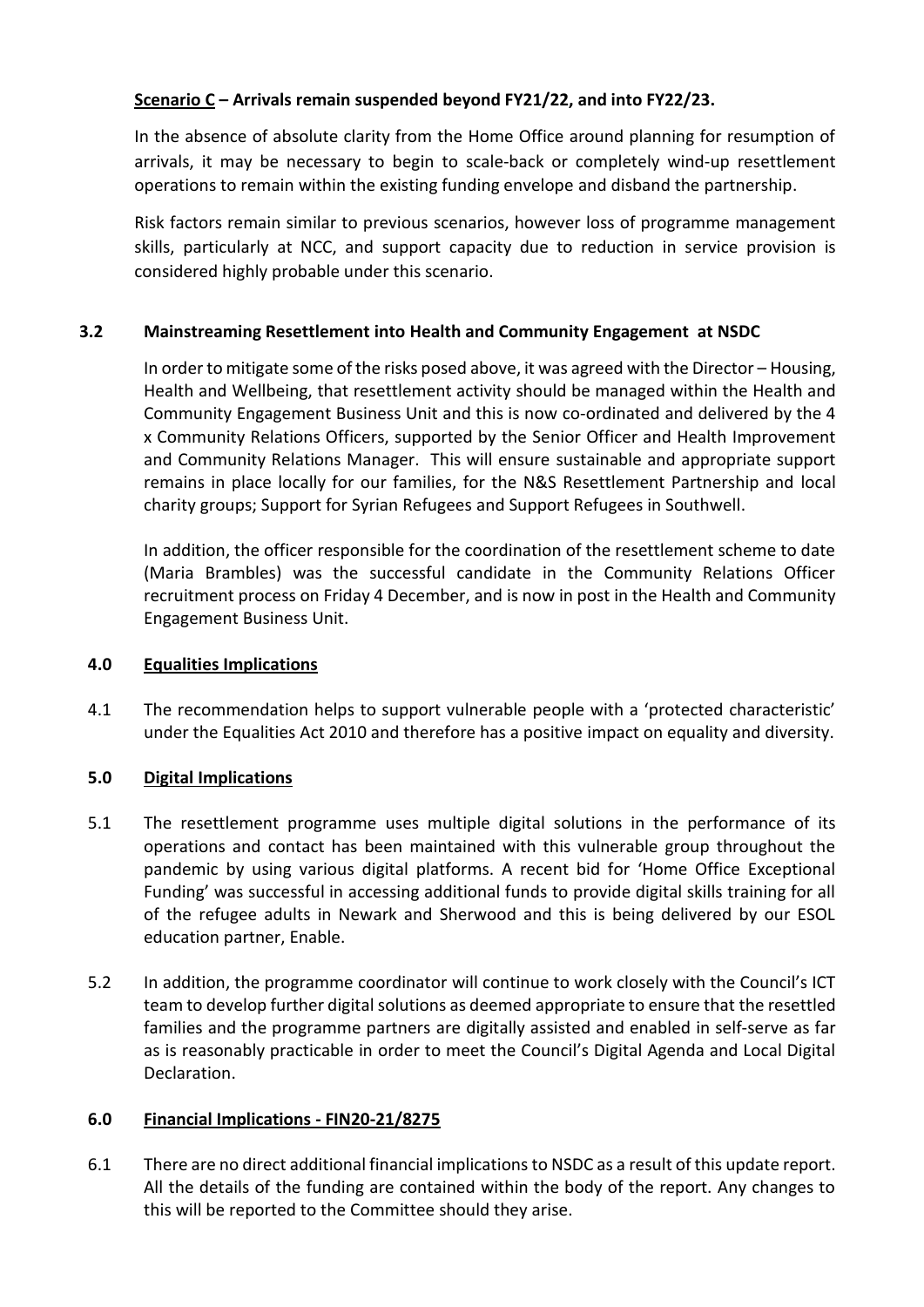**Scenario C – Arrivals remain suspended beyond FY21/22, and into FY22/23.**

In the absence of absolute clarity from the Home Office around planning for resumption of arrivals, it may be necessary to begin to scale-back or completely wind-up resettlement operations to remain within the existing funding envelope and disband the partnership.

Risk factors remain similar to previous scenarios, however loss of programme management skills, particularly at NCC, and support capacity due to reduction in service provision is considered highly probable under this scenario.

### 3.2 Mainstreaming Resettlement into Health and Community Engagement at NSDC

In order to mitigate some of the risks posed above, it was agreed with the Director – Housing, Health and Wellbeing, that resettlement activity should be managed within the Health and Community Engagement Business Unit and this is now co-ordinated and delivered by the 4 x Community Relations Officers, supported by the Senior Officer and Health Improvement and Community Relations Manager. This will ensure sustainable and appropriate support remains in place locally for our families, for the N&S Resettlement Partnership and local charity groups; Support for Syrian Refugees and Support Refugees in Southwell.

In addition, the officer responsible for the coordination of the resettlement scheme to date (Maria Brambles) was the successful candidate in the Community Relations Officer recruitment process on Friday 4 December, and is now in post in the Health and Community Engagement Business Unit.

## 4.0 Equalities Implications

4.1 The recommendation helps to support vulnerable people with a 'protected characteristic' under the Equalities Act 2010 and therefore has a positive impact on equality and diversity.

## 5.0 Digital Implications

5.1 The resettlement programme uses multiple digital solutions in the performance of its operations and contact has been maintained with this vulnerable group throughout the pandemic by using various digital platforms. A recent bid for 'Home Office Exceptional Funding' was successful in accessing additional funds to provide digital skills training for all of the refugee adults in Newark and Sherwood and this is being delivered by our ESOL education partner, Enable.

5.2 In addition, the programme coordinator will continue to work closely with the Council's ICT team to develop further digital solutions as deemed appropriate to ensure that the resettled families and the programme partners are digitally assisted and enabled in self-serve as far as is reasonably practicable in order to meet the Council's Digital Agenda and Local Digital Declaration.

## 6.0 Financial Implications - FIN20-21/8275

6.1 There are no direct additional financial implications to NSDC as a result of this update report. All the details of the funding are contained within the body of the report. Any changes to this will be reported to the Committee should they arise.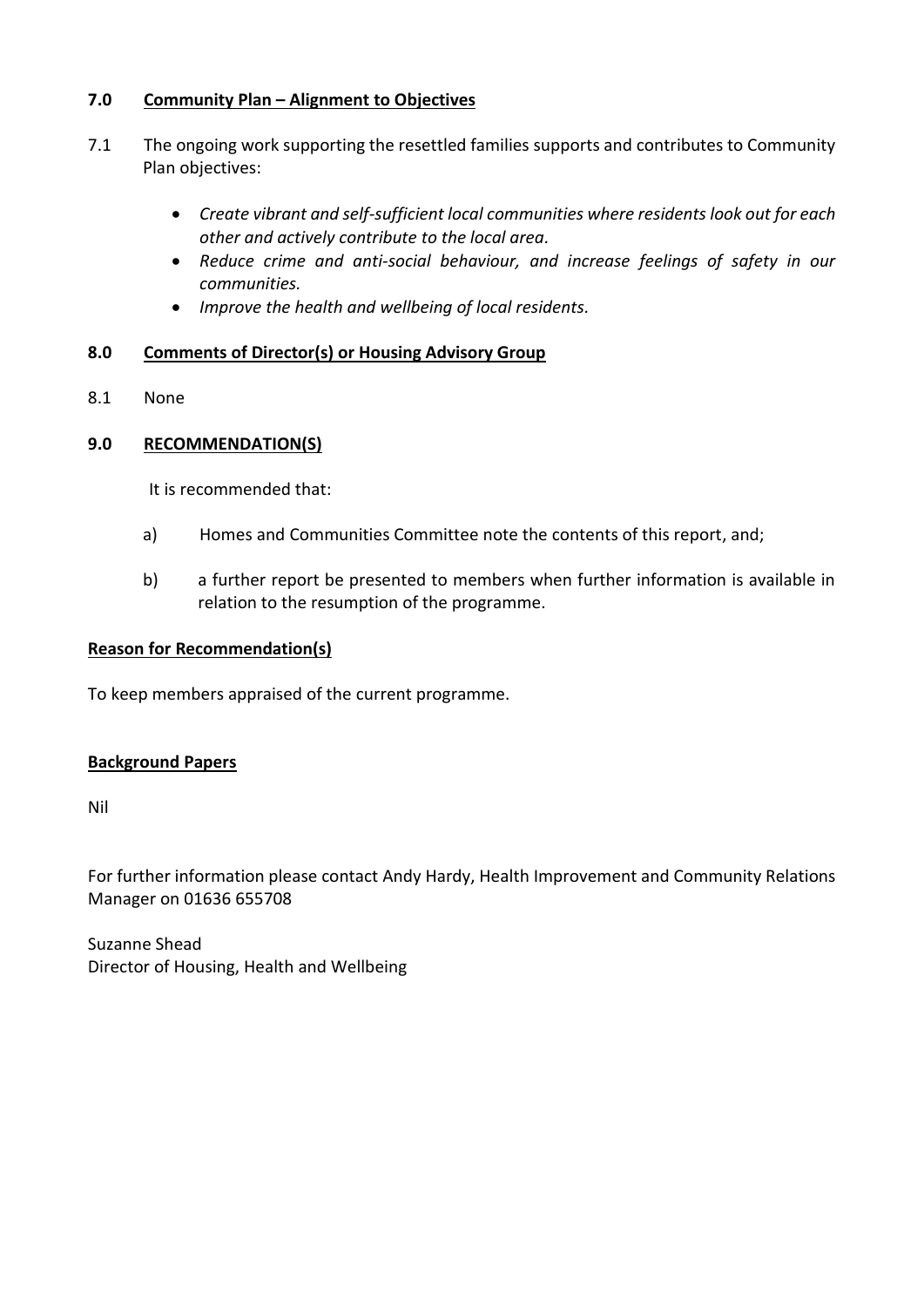## 7.0 Community Plan – Alignment to Objectives

7.1 The ongoing work supporting the resettled families supports and contributes to Community Plan objectives:

- *Create vibrant and self-sufficient local communities where residents look out for each other and actively contribute to the local area.*
- *Reduce crime and anti-social behaviour, and increase feelings of safety in our communities.*
- *Improve the health and wellbeing of local residents.*

## 8.0 Comments of Director(s) or Housing Advisory Group

8.1 None

## 9.0 RECOMMENDATION(S)

It is recommended that:

a) Homes and Communities Committee note the contents of this report, and;

b) a further report be presented to members when further information is available in relation to the resumption of the programme.

**Reason for Recommendation(s)**

To keep members appraised of the current programme.

**Background Papers**

Nil

For further information please contact Andy Hardy, Health Improvement and Community Relations Manager on 01636 655708

Suzanne Shead
Director of Housing, Health and Wellbeing